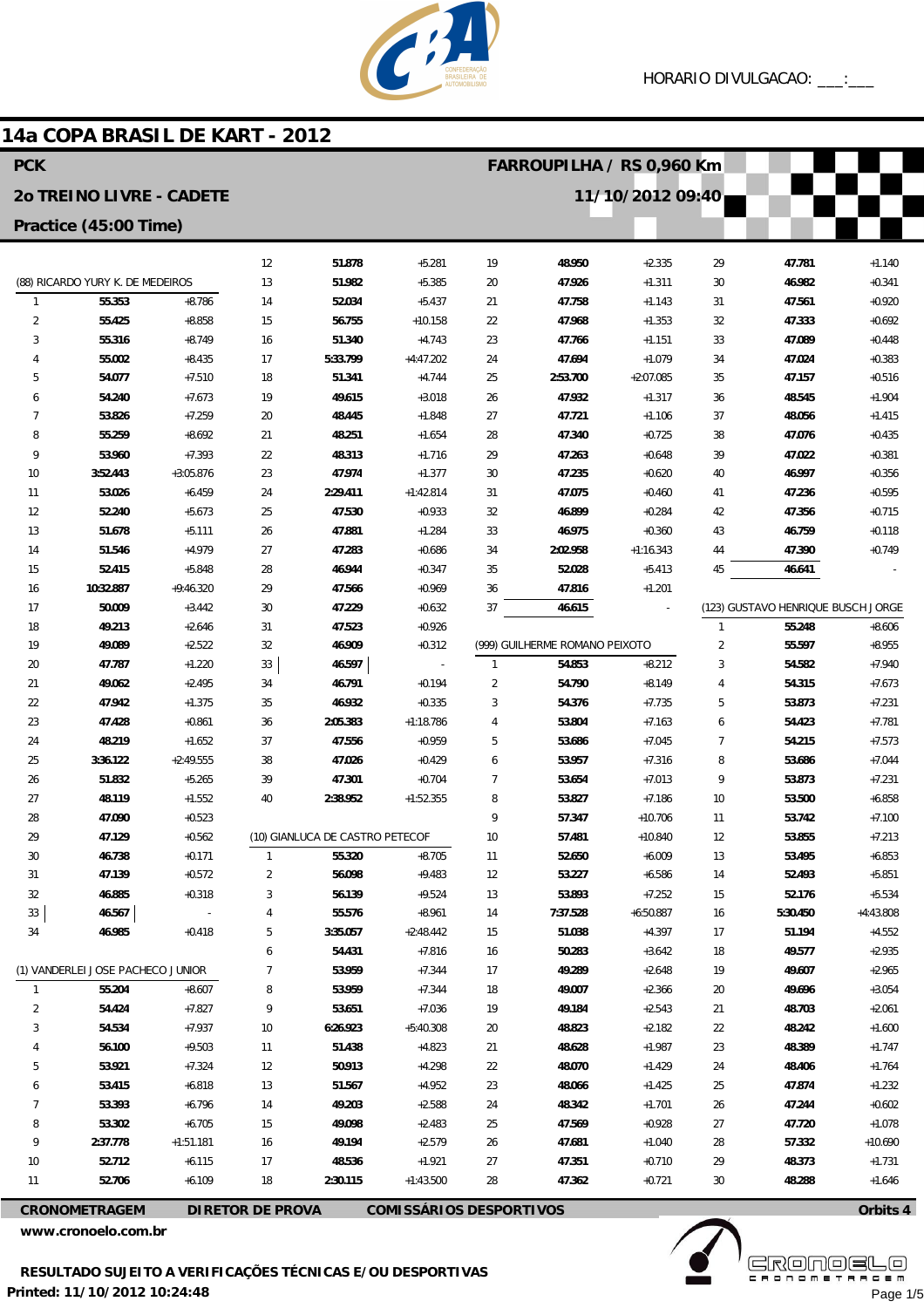HORARIO DIVULGACAO: ___:___

# 14a COPA BRASIL DE KART - 2012

**PCK** — **FARROUPILHA / RS 0,960 Km**

**2o TREINO LIVRE - CADETE** — **11/10/2012 09:40**

**Practice (45:00 Time)**

### (88) RICARDO YURY K. DE MEDEIROS

| Lap | Time | Diff |
|---|---|---|
| 1 | 55.353 | +8.786 |
| 2 | 55.425 | +8.858 |
| 3 | 55.316 | +8.749 |
| 4 | 55.002 | +8.435 |
| 5 | 54.077 | +7.510 |
| 6 | 54.240 | +7.673 |
| 7 | 53.826 | +7.259 |
| 8 | 55.259 | +8.692 |
| 9 | 53.960 | +7.393 |
| 10 | 3:52.443 | +3:05.876 |
| 11 | 53.026 | +6.459 |
| 12 | 52.240 | +5.673 |
| 13 | 51.678 | +5.111 |
| 14 | 51.546 | +4.979 |
| 15 | 52.415 | +5.848 |
| 16 | 10:32.887 | +9:46.320 |
| 17 | 50.009 | +3.442 |
| 18 | 49.213 | +2.646 |
| 19 | 49.089 | +2.522 |
| 20 | 47.787 | +1.220 |
| 21 | 49.062 | +2.495 |
| 22 | 47.942 | +1.375 |
| 23 | 47.428 | +0.861 |
| 24 | 48.219 | +1.652 |
| 25 | 3:36.122 | +2:49.555 |
| 26 | 51.832 | +5.265 |
| 27 | 48.119 | +1.552 |
| 28 | 47.090 | +0.523 |
| 29 | 47.129 | +0.562 |
| 30 | 46.738 | +0.171 |
| 31 | 47.139 | +0.572 |
| 32 | 46.885 | +0.318 |
| 33 | 46.567 | - |
| 34 | 46.985 | +0.418 |

### (1) VANDERLEI JOSE PACHECO JUNIOR

| Lap | Time | Diff |
|---|---|---|
| 1 | 55.204 | +8.607 |
| 2 | 54.424 | +7.827 |
| 3 | 54.534 | +7.937 |
| 4 | 56.100 | +9.503 |
| 5 | 53.921 | +7.324 |
| 6 | 53.415 | +6.818 |
| 7 | 53.393 | +6.796 |
| 8 | 53.302 | +6.705 |
| 9 | 2:37.778 | +1:51.181 |
| 10 | 52.712 | +6.115 |
| 11 | 52.706 | +6.109 |
| 12 | 51.878 | +5.281 |
| 13 | 51.982 | +5.385 |
| 14 | 52.034 | +5.437 |
| 15 | 56.755 | +10.158 |
| 16 | 51.340 | +4.743 |
| 17 | 5:33.799 | +4:47.202 |
| 18 | 51.341 | +4.744 |
| 19 | 49.615 | +3.018 |
| 20 | 48.445 | +1.848 |
| 21 | 48.251 | +1.654 |
| 22 | 48.313 | +1.716 |
| 23 | 47.974 | +1.377 |
| 24 | 2:29.411 | +1:42.814 |
| 25 | 47.530 | +0.933 |
| 26 | 47.881 | +1.284 |
| 27 | 47.283 | +0.686 |
| 28 | 46.944 | +0.347 |
| 29 | 47.566 | +0.969 |
| 30 | 47.229 | +0.632 |
| 31 | 47.523 | +0.926 |
| 32 | 46.909 | +0.312 |
| 33 | 46.597 | - |
| 34 | 46.791 | +0.194 |
| 35 | 46.932 | +0.335 |
| 36 | 2:05.383 | +1:18.786 |
| 37 | 47.556 | +0.959 |
| 38 | 47.026 | +0.429 |
| 39 | 47.301 | +0.704 |
| 40 | 2:38.952 | +1:52.355 |

### (10) GIANLUCA DE CASTRO PETECOF

| Lap | Time | Diff |
|---|---|---|
| 1 | 55.320 | +8.705 |
| 2 | 56.098 | +9.483 |
| 3 | 56.139 | +9.524 |
| 4 | 55.576 | +8.961 |
| 5 | 3:35.057 | +2:48.442 |
| 6 | 54.431 | +7.816 |
| 7 | 53.959 | +7.344 |
| 8 | 53.959 | +7.344 |
| 9 | 53.651 | +7.036 |
| 10 | 6:26.923 | +5:40.308 |
| 11 | 51.438 | +4.823 |
| 12 | 50.913 | +4.298 |
| 13 | 51.567 | +4.952 |
| 14 | 49.203 | +2.588 |
| 15 | 49.098 | +2.483 |
| 16 | 49.194 | +2.579 |
| 17 | 48.536 | +1.921 |
| 18 | 2:30.115 | +1:43.500 |
| 19 | 48.950 | +2.335 |
| 20 | 47.926 | +1.311 |
| 21 | 47.758 | +1.143 |
| 22 | 47.968 | +1.353 |
| 23 | 47.766 | +1.151 |
| 24 | 47.694 | +1.079 |
| 25 | 2:53.700 | +2:07.085 |
| 26 | 47.932 | +1.317 |
| 27 | 47.721 | +1.106 |
| 28 | 47.340 | +0.725 |
| 29 | 47.263 | +0.648 |
| 30 | 47.235 | +0.620 |
| 31 | 47.075 | +0.460 |
| 32 | 46.899 | +0.284 |
| 33 | 46.975 | +0.360 |
| 34 | 2:02.958 | +1:16.343 |
| 35 | 52.028 | +5.413 |
| 36 | 47.816 | +1.201 |
| 37 | 46.615 | - |

### (999) GUILHERME ROMANO PEIXOTO

| Lap | Time | Diff |
|---|---|---|
| 1 | 54.853 | +8.212 |
| 2 | 54.790 | +8.149 |
| 3 | 54.376 | +7.735 |
| 4 | 53.804 | +7.163 |
| 5 | 53.686 | +7.045 |
| 6 | 53.957 | +7.316 |
| 7 | 53.654 | +7.013 |
| 8 | 53.827 | +7.186 |
| 9 | 57.347 | +10.706 |
| 10 | 57.481 | +10.840 |
| 11 | 52.650 | +6.009 |
| 12 | 53.227 | +6.586 |
| 13 | 53.893 | +7.252 |
| 14 | 7:37.528 | +6:50.887 |
| 15 | 51.038 | +4.397 |
| 16 | 50.283 | +3.642 |
| 17 | 49.289 | +2.648 |
| 18 | 49.007 | +2.366 |
| 19 | 49.184 | +2.543 |
| 20 | 48.823 | +2.182 |
| 21 | 48.628 | +1.987 |
| 22 | 48.070 | +1.429 |
| 23 | 48.066 | +1.425 |
| 24 | 48.342 | +1.701 |
| 25 | 47.569 | +0.928 |
| 26 | 47.681 | +1.040 |
| 27 | 47.351 | +0.710 |
| 28 | 47.362 | +0.721 |
| 29 | 47.781 | +1.140 |
| 30 | 46.982 | +0.341 |
| 31 | 47.561 | +0.920 |
| 32 | 47.333 | +0.692 |
| 33 | 47.089 | +0.448 |
| 34 | 47.024 | +0.383 |
| 35 | 47.157 | +0.516 |
| 36 | 48.545 | +1.904 |
| 37 | 48.056 | +1.415 |
| 38 | 47.076 | +0.435 |
| 39 | 47.022 | +0.381 |
| 40 | 46.997 | +0.356 |
| 41 | 47.236 | +0.595 |
| 42 | 47.356 | +0.715 |
| 43 | 46.759 | +0.118 |
| 44 | 47.390 | +0.749 |
| 45 | 46.641 | - |

### (123) GUSTAVO HENRIQUE BUSCH JORGE

| Lap | Time | Diff |
|---|---|---|
| 1 | 55.248 | +8.606 |
| 2 | 55.597 | +8.955 |
| 3 | 54.582 | +7.940 |
| 4 | 54.315 | +7.673 |
| 5 | 53.873 | +7.231 |
| 6 | 54.423 | +7.781 |
| 7 | 54.215 | +7.573 |
| 8 | 53.686 | +7.044 |
| 9 | 53.873 | +7.231 |
| 10 | 53.500 | +6.858 |
| 11 | 53.742 | +7.100 |
| 12 | 53.855 | +7.213 |
| 13 | 53.495 | +6.853 |
| 14 | 52.493 | +5.851 |
| 15 | 52.176 | +5.534 |
| 16 | 5:30.450 | +4:43.808 |
| 17 | 51.194 | +4.552 |
| 18 | 49.577 | +2.935 |
| 19 | 49.607 | +2.965 |
| 20 | 49.696 | +3.054 |
| 21 | 48.703 | +2.061 |
| 22 | 48.242 | +1.600 |
| 23 | 48.389 | +1.747 |
| 24 | 48.406 | +1.764 |
| 25 | 47.874 | +1.232 |
| 26 | 47.244 | +0.602 |
| 27 | 47.720 | +1.078 |
| 28 | 57.332 | +10.690 |
| 29 | 48.373 | +1.731 |
| 30 | 48.288 | +1.646 |

**CRONOMETRAGEM** | **DIRETOR DE PROVA** | **COMISSÁRIOS DESPORTIVOS** | **Orbits 4**

www.cronoelo.com.br

**RESULTADO SUJEITO A VERIFICAÇÕES TÉCNICAS E/OU DESPORTIVAS**

**Printed: 11/10/2012 10:24:48**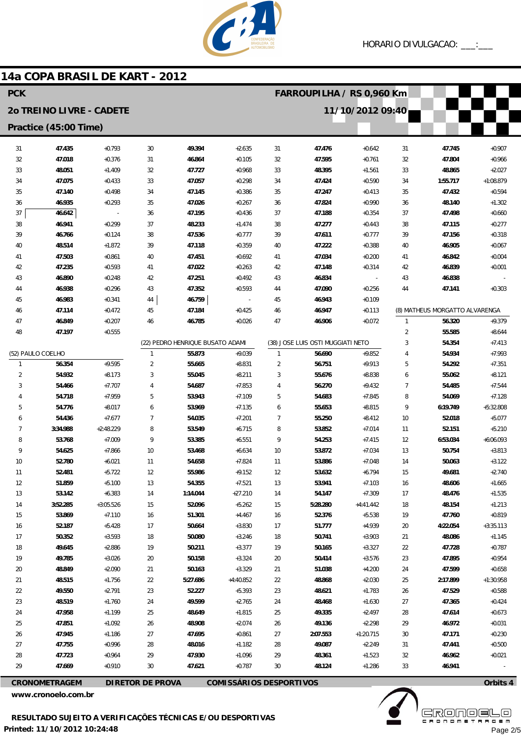# 14a COPA BRASIL DE KART - 2012

**PCK** — **FARROUPILHA / RS 0,960 Km**

**2o TREINO LIVRE - CADETE** — **11/10/2012 09:40**

**Practice (45:00 Time)**

HORARIO DIVULGACAO: ___:___

(continued from previous page)

| Lap | Time | Diff |
|---|---|---|
| 31 | 47.435 | +0.793 |
| 32 | 47.018 | +0.376 |
| 33 | 48.051 | +1.409 |
| 34 | 47.075 | +0.433 |
| 35 | 47.140 | +0.498 |
| 36 | 46.935 | +0.293 |
| 37 | 46.642 | - |
| 38 | 46.941 | +0.299 |
| 39 | 46.766 | +0.124 |
| 40 | 48.514 | +1.872 |
| 41 | 47.503 | +0.861 |
| 42 | 47.235 | +0.593 |
| 43 | 46.890 | +0.248 |
| 44 | 46.938 | +0.296 |
| 45 | 46.983 | +0.341 |
| 46 | 47.114 | +0.472 |
| 47 | 46.849 | +0.207 |
| 48 | 47.197 | +0.555 |

**(52) PAULO COELHO**

| Lap | Time | Diff |
|---|---|---|
| 1 | 56.354 | +9.595 |
| 2 | 54.932 | +8.173 |
| 3 | 54.466 | +7.707 |
| 4 | 54.718 | +7.959 |
| 5 | 54.776 | +8.017 |
| 6 | 54.436 | +7.677 |
| 7 | 3:34.988 | +2:48.229 |
| 8 | 53.768 | +7.009 |
| 9 | 54.625 | +7.866 |
| 10 | 52.780 | +6.021 |
| 11 | 52.481 | +5.722 |
| 12 | 51.859 | +5.100 |
| 13 | 53.142 | +6.383 |
| 14 | 3:52.285 | +3:05.526 |
| 15 | 53.869 | +7.110 |
| 16 | 52.187 | +5.428 |
| 17 | 50.352 | +3.593 |
| 18 | 49.645 | +2.886 |
| 19 | 49.785 | +3.026 |
| 20 | 48.849 | +2.090 |
| 21 | 48.515 | +1.756 |
| 22 | 49.550 | +2.791 |
| 23 | 48.519 | +1.760 |
| 24 | 47.958 | +1.199 |
| 25 | 47.851 | +1.092 |
| 26 | 47.945 | +1.186 |
| 27 | 47.755 | +0.996 |
| 28 | 47.723 | +0.964 |
| 29 | 47.669 | +0.910 |

(continued from previous page)

| Lap | Time | Diff |
|---|---|---|
| 30 | 49.394 | +2.635 |
| 31 | 46.864 | +0.105 |
| 32 | 47.727 | +0.968 |
| 33 | 47.057 | +0.298 |
| 34 | 47.145 | +0.386 |
| 35 | 47.026 | +0.267 |
| 36 | 47.195 | +0.436 |
| 37 | 48.233 | +1.474 |
| 38 | 47.536 | +0.777 |
| 39 | 47.118 | +0.359 |
| 40 | 47.451 | +0.692 |
| 41 | 47.022 | +0.263 |
| 42 | 47.251 | +0.492 |
| 43 | 47.352 | +0.593 |
| 44 | 46.759 | - |
| 45 | 47.184 | +0.425 |
| 46 | 46.785 | +0.026 |

**(22) PEDRO HENRIQUE BUSATO ADAMI**

| Lap | Time | Diff |
|---|---|---|
| 1 | 55.873 | +9.039 |
| 2 | 55.665 | +8.831 |
| 3 | 55.045 | +8.211 |
| 4 | 54.687 | +7.853 |
| 5 | 53.943 | +7.109 |
| 6 | 53.969 | +7.135 |
| 7 | 54.035 | +7.201 |
| 8 | 53.549 | +6.715 |
| 9 | 53.385 | +6.551 |
| 10 | 53.468 | +6.634 |
| 11 | 54.658 | +7.824 |
| 12 | 55.986 | +9.152 |
| 13 | 54.355 | +7.521 |
| 14 | 1:14.044 | +27.210 |
| 15 | 52.096 | +5.262 |
| 16 | 51.301 | +4.467 |
| 17 | 50.664 | +3.830 |
| 18 | 50.080 | +3.246 |
| 19 | 50.211 | +3.377 |
| 20 | 50.158 | +3.324 |
| 21 | 50.163 | +3.329 |
| 22 | 5:27.686 | +4:40.852 |
| 23 | 52.227 | +5.393 |
| 24 | 49.599 | +2.765 |
| 25 | 48.649 | +1.815 |
| 26 | 48.908 | +2.074 |
| 27 | 47.695 | +0.861 |
| 28 | 48.016 | +1.182 |
| 29 | 47.930 | +1.096 |
| 30 | 47.621 | +0.787 |

(continued from previous page)

| Lap | Time | Diff |
|---|---|---|
| 31 | 47.476 | +0.642 |
| 32 | 47.595 | +0.761 |
| 33 | 48.395 | +1.561 |
| 34 | 47.424 | +0.590 |
| 35 | 47.247 | +0.413 |
| 36 | 47.824 | +0.990 |
| 37 | 47.188 | +0.354 |
| 38 | 47.277 | +0.443 |
| 39 | 47.611 | +0.777 |
| 40 | 47.222 | +0.388 |
| 41 | 47.034 | +0.200 |
| 42 | 47.148 | +0.314 |
| 43 | 46.834 | - |
| 44 | 47.090 | +0.256 |
| 45 | 46.943 | +0.109 |
| 46 | 46.947 | +0.113 |
| 47 | 46.906 | +0.072 |

**(38) JOSE LUIS OSTI MUGGIATI NETO**

| Lap | Time | Diff |
|---|---|---|
| 1 | 56.690 | +9.852 |
| 2 | 56.751 | +9.913 |
| 3 | 55.676 | +8.838 |
| 4 | 56.270 | +9.432 |
| 5 | 54.683 | +7.845 |
| 6 | 55.653 | +8.815 |
| 7 | 55.250 | +8.412 |
| 8 | 53.852 | +7.014 |
| 9 | 54.253 | +7.415 |
| 10 | 53.872 | +7.034 |
| 11 | 53.886 | +7.048 |
| 12 | 53.632 | +6.794 |
| 13 | 53.941 | +7.103 |
| 14 | 54.147 | +7.309 |
| 15 | 5:28.280 | +4:41.442 |
| 16 | 52.376 | +5.538 |
| 17 | 51.777 | +4.939 |
| 18 | 50.741 | +3.903 |
| 19 | 50.165 | +3.327 |
| 20 | 50.414 | +3.576 |
| 21 | 51.038 | +4.200 |
| 22 | 48.868 | +2.030 |
| 23 | 48.621 | +1.783 |
| 24 | 48.468 | +1.630 |
| 25 | 49.335 | +2.497 |
| 26 | 49.136 | +2.298 |
| 27 | 2:07.553 | +1:20.715 |
| 28 | 49.087 | +2.249 |
| 29 | 48.361 | +1.523 |
| 30 | 48.124 | +1.286 |

(continued from previous page)

| Lap | Time | Diff |
|---|---|---|
| 31 | 47.745 | +0.907 |
| 32 | 47.804 | +0.966 |
| 33 | 48.865 | +2.027 |
| 34 | 1:55.717 | +1:08.879 |
| 35 | 47.432 | +0.594 |
| 36 | 48.140 | +1.302 |
| 37 | 47.498 | +0.660 |
| 38 | 47.115 | +0.277 |
| 39 | 47.156 | +0.318 |
| 40 | 46.905 | +0.067 |
| 41 | 46.842 | +0.004 |
| 42 | 46.839 | +0.001 |
| 43 | 46.838 | - |
| 44 | 47.141 | +0.303 |

**(8) MATHEUS MORGATTO ALVARENGA**

| Lap | Time | Diff |
|---|---|---|
| 1 | 56.320 | +9.379 |
| 2 | 55.585 | +8.644 |
| 3 | 54.354 | +7.413 |
| 4 | 54.934 | +7.993 |
| 5 | 54.292 | +7.351 |
| 6 | 55.062 | +8.121 |
| 7 | 54.485 | +7.544 |
| 8 | 54.069 | +7.128 |
| 9 | 6:19.749 | +5:32.808 |
| 10 | 52.018 | +5.077 |
| 11 | 52.151 | +5.210 |
| 12 | 6:53.034 | +6:06.093 |
| 13 | 50.754 | +3.813 |
| 14 | 50.063 | +3.122 |
| 15 | 49.681 | +2.740 |
| 16 | 48.606 | +1.665 |
| 17 | 48.476 | +1.535 |
| 18 | 48.154 | +1.213 |
| 19 | 47.760 | +0.819 |
| 20 | 4:22.054 | +3:35.113 |
| 21 | 48.086 | +1.145 |
| 22 | 47.728 | +0.787 |
| 23 | 47.895 | +0.954 |
| 24 | 47.599 | +0.658 |
| 25 | 2:17.899 | +1:30.958 |
| 26 | 47.529 | +0.588 |
| 27 | 47.365 | +0.424 |
| 28 | 47.614 | +0.673 |
| 29 | 46.972 | +0.031 |
| 30 | 47.171 | +0.230 |
| 31 | 47.441 | +0.500 |
| 32 | 46.962 | +0.021 |
| 33 | 46.941 | - |

**CRONOMETRAGEM** | **DIRETOR DE PROVA** | **COMISSÁRIOS DESPORTIVOS** | **Orbits 4**

**www.cronoelo.com.br**

**RESULTADO SUJEITO A VERIFICAÇÕES TÉCNICAS E/OU DESPORTIVAS**

**Printed: 11/10/2012 10:24:48**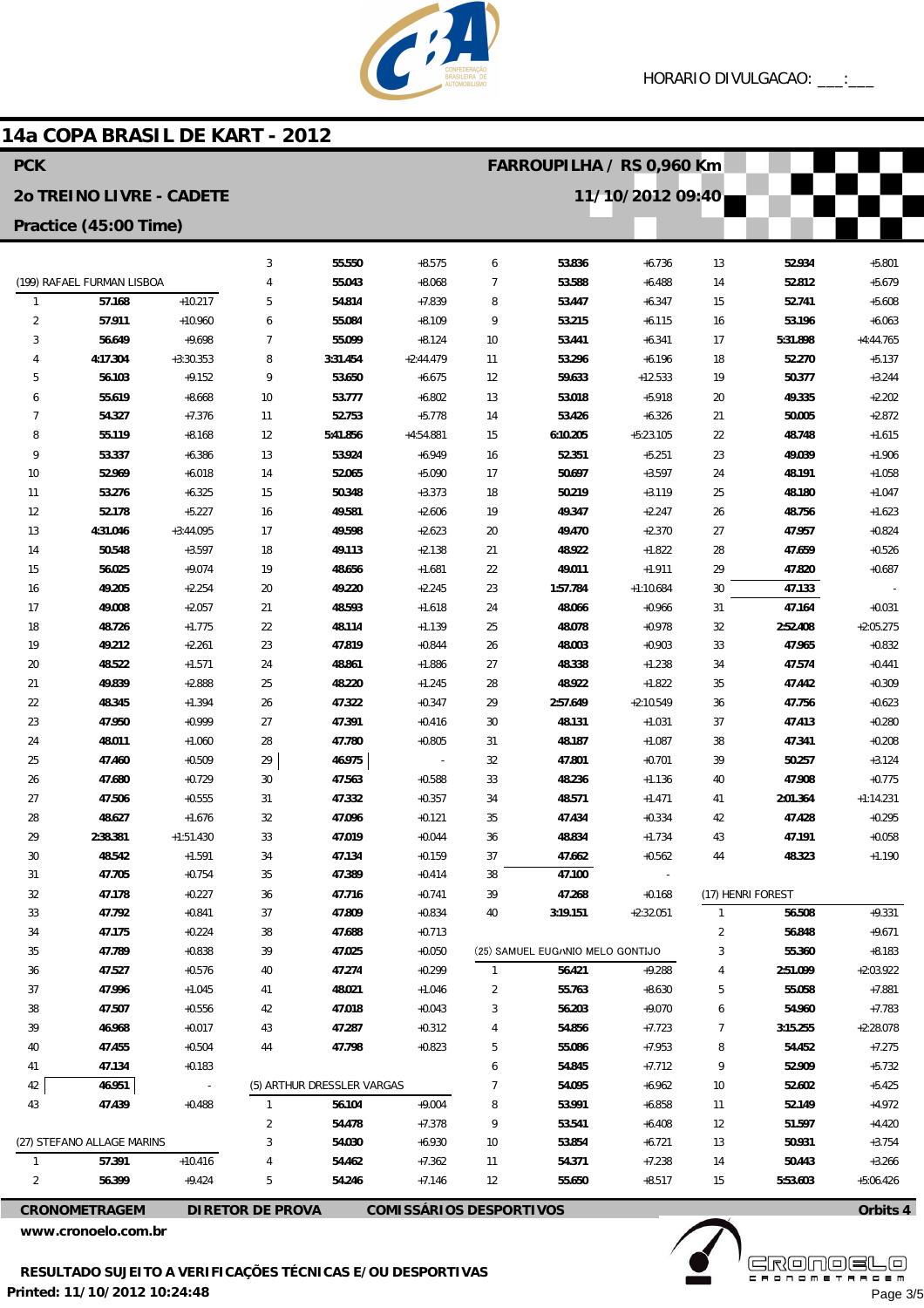# 14a COPA BRASIL DE KART - 2012

**PCK** — **FARROUPILHA / RS 0,960 Km**

**2o TREINO LIVRE - CADETE** — **11/10/2012 09:40**

**Practice (45:00 Time)**

HORARIO DIVULGACAO: ___:___

(199) RAFAEL FURMAN LISBOA

| Lap | Time | Diff |
|---|---|---|
| 1 | 57.168 | +10.217 |
| 2 | 57.911 | +10.960 |
| 3 | 56.649 | +9.698 |
| 4 | 4:17.304 | +3:30.353 |
| 5 | 56.103 | +9.152 |
| 6 | 55.619 | +8.668 |
| 7 | 54.327 | +7.376 |
| 8 | 55.119 | +8.168 |
| 9 | 53.337 | +6.386 |
| 10 | 52.969 | +6.018 |
| 11 | 53.276 | +6.325 |
| 12 | 52.178 | +5.227 |
| 13 | 4:31.046 | +3:44.095 |
| 14 | 50.548 | +3.597 |
| 15 | 56.025 | +9.074 |
| 16 | 49.205 | +2.254 |
| 17 | 49.008 | +2.057 |
| 18 | 48.726 | +1.775 |
| 19 | 49.212 | +2.261 |
| 20 | 48.522 | +1.571 |
| 21 | 49.839 | +2.888 |
| 22 | 48.345 | +1.394 |
| 23 | 47.950 | +0.999 |
| 24 | 48.011 | +1.060 |
| 25 | 47.460 | +0.509 |
| 26 | 47.680 | +0.729 |
| 27 | 47.506 | +0.555 |
| 28 | 48.627 | +1.676 |
| 29 | 2:38.381 | +1:51.430 |
| 30 | 48.542 | +1.591 |
| 31 | 47.705 | +0.754 |
| 32 | 47.178 | +0.227 |
| 33 | 47.792 | +0.841 |
| 34 | 47.175 | +0.224 |
| 35 | 47.789 | +0.838 |
| 36 | 47.527 | +0.576 |
| 37 | 47.996 | +1.045 |
| 38 | 47.507 | +0.556 |
| 39 | 46.968 | +0.017 |
| 40 | 47.455 | +0.504 |
| 41 | 47.134 | +0.183 |
| 42 | 46.951 | - |
| 43 | 47.439 | +0.488 |

(27) STEFANO ALLAGE MARINS

| Lap | Time | Diff |
|---|---|---|
| 1 | 57.391 | +10.416 |
| 2 | 56.399 | +9.424 |
| 3 | 55.550 | +8.575 |
| 4 | 55.043 | +8.068 |
| 5 | 54.814 | +7.839 |
| 6 | 55.084 | +8.109 |
| 7 | 55.099 | +8.124 |
| 8 | 3:31.454 | +2:44.479 |
| 9 | 53.650 | +6.675 |
| 10 | 53.777 | +6.802 |
| 11 | 52.753 | +5.778 |
| 12 | 5:41.856 | +4:54.881 |
| 13 | 53.924 | +6.949 |
| 14 | 52.065 | +5.090 |
| 15 | 50.348 | +3.373 |
| 16 | 49.581 | +2.606 |
| 17 | 49.598 | +2.623 |
| 18 | 49.113 | +2.138 |
| 19 | 48.656 | +1.681 |
| 20 | 49.220 | +2.245 |
| 21 | 48.593 | +1.618 |
| 22 | 48.114 | +1.139 |
| 23 | 47.819 | +0.844 |
| 24 | 48.861 | +1.886 |
| 25 | 48.220 | +1.245 |
| 26 | 47.322 | +0.347 |
| 27 | 47.391 | +0.416 |
| 28 | 47.780 | +0.805 |
| 29 | 46.975 | - |
| 30 | 47.563 | +0.588 |
| 31 | 47.332 | +0.357 |
| 32 | 47.096 | +0.121 |
| 33 | 47.019 | +0.044 |
| 34 | 47.134 | +0.159 |
| 35 | 47.389 | +0.414 |
| 36 | 47.716 | +0.741 |
| 37 | 47.809 | +0.834 |
| 38 | 47.688 | +0.713 |
| 39 | 47.025 | +0.050 |
| 40 | 47.274 | +0.299 |
| 41 | 48.021 | +1.046 |
| 42 | 47.018 | +0.043 |
| 43 | 47.287 | +0.312 |
| 44 | 47.798 | +0.823 |

(5) ARTHUR DRESSLER VARGAS

| Lap | Time | Diff |
|---|---|---|
| 1 | 56.104 | +9.004 |
| 2 | 54.478 | +7.378 |
| 3 | 54.030 | +6.930 |
| 4 | 54.462 | +7.362 |
| 5 | 54.246 | +7.146 |
| 6 | 53.836 | +6.736 |
| 7 | 53.588 | +6.488 |
| 8 | 53.447 | +6.347 |
| 9 | 53.215 | +6.115 |
| 10 | 53.441 | +6.341 |
| 11 | 53.296 | +6.196 |
| 12 | 59.633 | +12.533 |
| 13 | 53.018 | +5.918 |
| 14 | 53.426 | +6.326 |
| 15 | 6:10.205 | +5:23.105 |
| 16 | 52.351 | +5.251 |
| 17 | 50.697 | +3.597 |
| 18 | 50.219 | +3.119 |
| 19 | 49.347 | +2.247 |
| 20 | 49.470 | +2.370 |
| 21 | 48.922 | +1.822 |
| 22 | 49.011 | +1.911 |
| 23 | 1:57.784 | +1:10.684 |
| 24 | 48.066 | +0.966 |
| 25 | 48.078 | +0.978 |
| 26 | 48.003 | +0.903 |
| 27 | 48.338 | +1.238 |
| 28 | 48.922 | +1.822 |
| 29 | 2:57.649 | +2:10.549 |
| 30 | 48.131 | +1.031 |
| 31 | 48.187 | +1.087 |
| 32 | 47.801 | +0.701 |
| 33 | 48.236 | +1.136 |
| 34 | 48.571 | +1.471 |
| 35 | 47.434 | +0.334 |
| 36 | 48.834 | +1.734 |
| 37 | 47.662 | +0.562 |
| 38 | 47.100 | - |
| 39 | 47.268 | +0.168 |
| 40 | 3:19.151 | +2:32.051 |

(25) SAMUEL EUGÊNIO MELO GONTIJO

| Lap | Time | Diff |
|---|---|---|
| 1 | 56.421 | +9.288 |
| 2 | 55.763 | +8.630 |
| 3 | 56.203 | +9.070 |
| 4 | 54.856 | +7.723 |
| 5 | 55.086 | +7.953 |
| 6 | 54.845 | +7.712 |
| 7 | 54.095 | +6.962 |
| 8 | 53.991 | +6.858 |
| 9 | 53.541 | +6.408 |
| 10 | 53.854 | +6.721 |
| 11 | 54.371 | +7.238 |
| 12 | 55.650 | +8.517 |
| 13 | 52.934 | +5.801 |
| 14 | 52.812 | +5.679 |
| 15 | 52.741 | +5.608 |
| 16 | 53.196 | +6.063 |
| 17 | 5:31.898 | +4:44.765 |
| 18 | 52.270 | +5.137 |
| 19 | 50.377 | +3.244 |
| 20 | 49.335 | +2.202 |
| 21 | 50.005 | +2.872 |
| 22 | 48.748 | +1.615 |
| 23 | 49.039 | +1.906 |
| 24 | 48.191 | +1.058 |
| 25 | 48.180 | +1.047 |
| 26 | 48.756 | +1.623 |
| 27 | 47.957 | +0.824 |
| 28 | 47.659 | +0.526 |
| 29 | 47.820 | +0.687 |
| 30 | 47.133 | - |
| 31 | 47.164 | +0.031 |
| 32 | 2:52.408 | +2:05.275 |
| 33 | 47.965 | +0.832 |
| 34 | 47.574 | +0.441 |
| 35 | 47.442 | +0.309 |
| 36 | 47.756 | +0.623 |
| 37 | 47.413 | +0.280 |
| 38 | 47.341 | +0.208 |
| 39 | 50.257 | +3.124 |
| 40 | 47.908 | +0.775 |
| 41 | 2:01.364 | +1:14.231 |
| 42 | 47.428 | +0.295 |
| 43 | 47.191 | +0.058 |
| 44 | 48.323 | +1.190 |

(17) HENRI FOREST

| Lap | Time | Diff |
|---|---|---|
| 1 | 56.508 | +9.331 |
| 2 | 56.848 | +9.671 |
| 3 | 55.360 | +8.183 |
| 4 | 2:51.099 | +2:03.922 |
| 5 | 55.058 | +7.881 |
| 6 | 54.960 | +7.783 |
| 7 | 3:15.255 | +2:28.078 |
| 8 | 54.452 | +7.275 |
| 9 | 52.909 | +5.732 |
| 10 | 52.602 | +5.425 |
| 11 | 52.149 | +4.972 |
| 12 | 51.597 | +4.420 |
| 13 | 50.931 | +3.754 |
| 14 | 50.443 | +3.266 |
| 15 | 5:53.603 | +5:06.426 |

**CRONOMETRAGEM** | **DIRETOR DE PROVA** | **COMISSÁRIOS DESPORTIVOS** | **Orbits 4**

www.cronoelo.com.br

**RESULTADO SUJEITO A VERIFICAÇÕES TÉCNICAS E/OU DESPORTIVAS**

**Printed: 11/10/2012 10:24:48**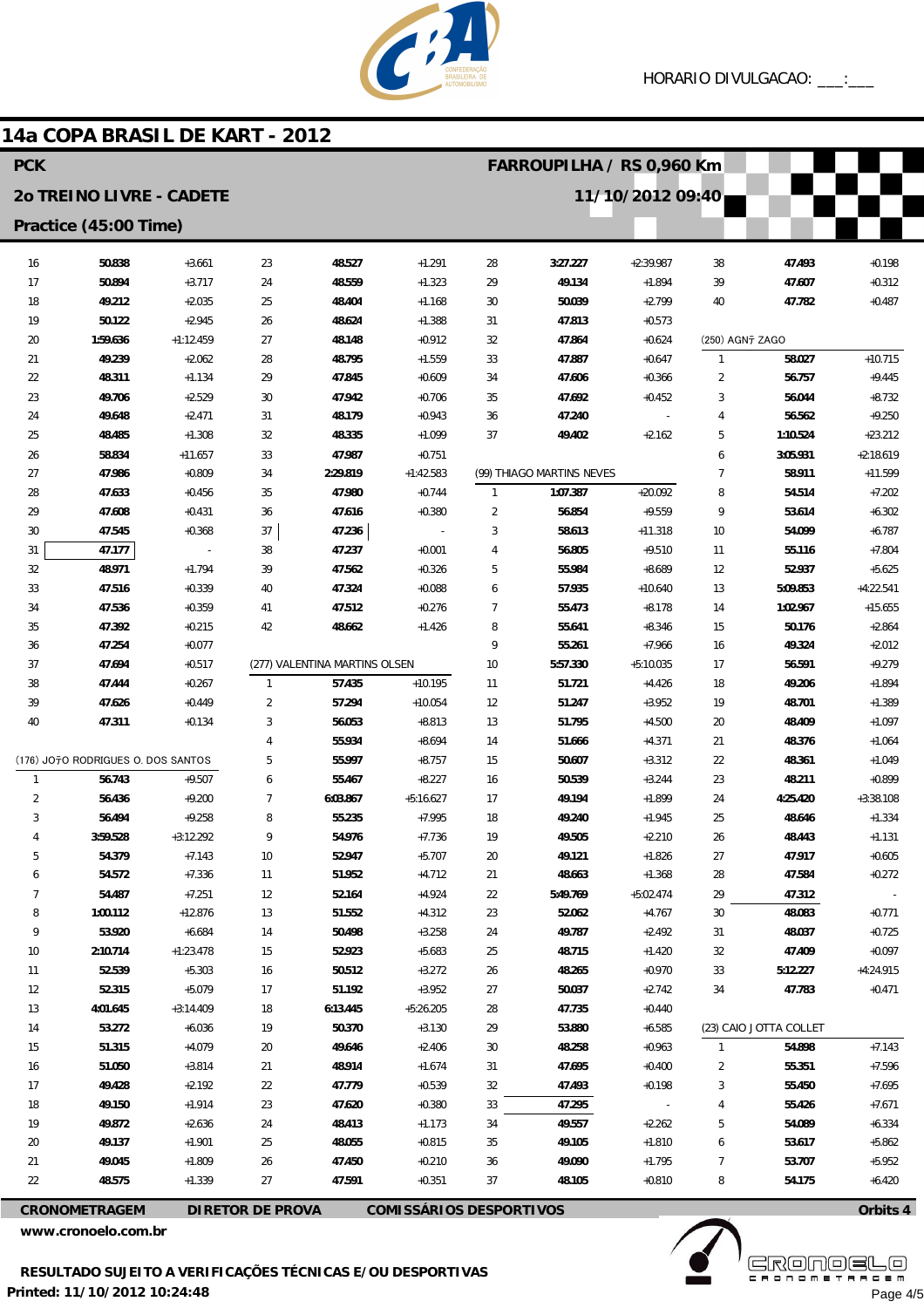HORARIO DIVULGACAO: ___:___

# 14a COPA BRASIL DE KART - 2012

## PCK — FARROUPILHA / RS 0,960 Km

## 2o TREINO LIVRE - CADETE — 11/10/2012 09:40

### Practice (45:00 Time)

| Lap | Time | Diff |
|---|---|---|
| 16 | 50.838 | +3.661 |
| 17 | 50.894 | +3.717 |
| 18 | 49.212 | +2.035 |
| 19 | 50.122 | +2.945 |
| 20 | 1:59.636 | +1:12.459 |
| 21 | 49.239 | +2.062 |
| 22 | 48.311 | +1.134 |
| 23 | 49.706 | +2.529 |
| 24 | 49.648 | +2.471 |
| 25 | 48.485 | +1.308 |
| 26 | 58.834 | +11.657 |
| 27 | 47.986 | +0.809 |
| 28 | 47.633 | +0.456 |
| 29 | 47.608 | +0.431 |
| 30 | 47.545 | +0.368 |
| 31 | 47.177 | - |
| 32 | 48.971 | +1.794 |
| 33 | 47.516 | +0.339 |
| 34 | 47.536 | +0.359 |
| 35 | 47.392 | +0.215 |
| 36 | 47.254 | +0.077 |
| 37 | 47.694 | +0.517 |
| 38 | 47.444 | +0.267 |
| 39 | 47.626 | +0.449 |
| 40 | 47.311 | +0.134 |

(176) JOÃO RODRIGUES O. DOS SANTOS

| Lap | Time | Diff |
|---|---|---|
| 1 | 56.743 | +9.507 |
| 2 | 56.436 | +9.200 |
| 3 | 56.494 | +9.258 |
| 4 | 3:59.528 | +3:12.292 |
| 5 | 54.379 | +7.143 |
| 6 | 54.572 | +7.336 |
| 7 | 54.487 | +7.251 |
| 8 | 1:00.112 | +12.876 |
| 9 | 53.920 | +6.684 |
| 10 | 2:10.714 | +1:23.478 |
| 11 | 52.539 | +5.303 |
| 12 | 52.315 | +5.079 |
| 13 | 4:01.645 | +3:14.409 |
| 14 | 53.272 | +6.036 |
| 15 | 51.315 | +4.079 |
| 16 | 51.050 | +3.814 |
| 17 | 49.428 | +2.192 |
| 18 | 49.150 | +1.914 |
| 19 | 49.872 | +2.636 |
| 20 | 49.137 | +1.901 |
| 21 | 49.045 | +1.809 |
| 22 | 48.575 | +1.339 |
| 23 | 48.527 | +1.291 |
| 24 | 48.559 | +1.323 |
| 25 | 48.404 | +1.168 |
| 26 | 48.624 | +1.388 |
| 27 | 48.148 | +0.912 |
| 28 | 48.795 | +1.559 |
| 29 | 47.845 | +0.609 |
| 30 | 47.942 | +0.706 |
| 31 | 48.179 | +0.943 |
| 32 | 48.335 | +1.099 |
| 33 | 47.987 | +0.751 |
| 34 | 2:29.819 | +1:42.583 |
| 35 | 47.980 | +0.744 |
| 36 | 47.616 | +0.380 |
| 37 | 47.236 | - |
| 38 | 47.237 | +0.001 |
| 39 | 47.562 | +0.326 |
| 40 | 47.324 | +0.088 |
| 41 | 47.512 | +0.276 |
| 42 | 48.662 | +1.426 |

(277) VALENTINA MARTINS OLSEN

| Lap | Time | Diff |
|---|---|---|
| 1 | 57.435 | +10.195 |
| 2 | 57.294 | +10.054 |
| 3 | 56.053 | +8.813 |
| 4 | 55.934 | +8.694 |
| 5 | 55.997 | +8.757 |
| 6 | 55.467 | +8.227 |
| 7 | 6:03.867 | +5:16.627 |
| 8 | 55.235 | +7.995 |
| 9 | 54.976 | +7.736 |
| 10 | 52.947 | +5.707 |
| 11 | 51.952 | +4.712 |
| 12 | 52.164 | +4.924 |
| 13 | 51.552 | +4.312 |
| 14 | 50.498 | +3.258 |
| 15 | 52.923 | +5.683 |
| 16 | 50.512 | +3.272 |
| 17 | 51.192 | +3.952 |
| 18 | 6:13.445 | +5:26.205 |
| 19 | 50.370 | +3.130 |
| 20 | 49.646 | +2.406 |
| 21 | 48.914 | +1.674 |
| 22 | 47.779 | +0.539 |
| 23 | 47.620 | +0.380 |
| 24 | 48.413 | +1.173 |
| 25 | 48.055 | +0.815 |
| 26 | 47.450 | +0.210 |
| 27 | 47.591 | +0.351 |
| 28 | 3:27.227 | +2:39.987 |
| 29 | 49.134 | +1.894 |
| 30 | 50.039 | +2.799 |
| 31 | 47.813 | +0.573 |
| 32 | 47.864 | +0.624 |
| 33 | 47.887 | +0.647 |
| 34 | 47.606 | +0.366 |
| 35 | 47.692 | +0.452 |
| 36 | 47.240 | - |
| 37 | 49.402 | +2.162 |

(99) THIAGO MARTINS NEVES

| Lap | Time | Diff |
|---|---|---|
| 1 | 1:07.387 | +20.092 |
| 2 | 56.854 | +9.559 |
| 3 | 58.613 | +11.318 |
| 4 | 56.805 | +9.510 |
| 5 | 55.984 | +8.689 |
| 6 | 57.935 | +10.640 |
| 7 | 55.473 | +8.178 |
| 8 | 55.641 | +8.346 |
| 9 | 55.261 | +7.966 |
| 10 | 5:57.330 | +5:10.035 |
| 11 | 51.721 | +4.426 |
| 12 | 51.247 | +3.952 |
| 13 | 51.795 | +4.500 |
| 14 | 51.666 | +4.371 |
| 15 | 50.607 | +3.312 |
| 16 | 50.539 | +3.244 |
| 17 | 49.194 | +1.899 |
| 18 | 49.240 | +1.945 |
| 19 | 49.505 | +2.210 |
| 20 | 49.121 | +1.826 |
| 21 | 48.663 | +1.368 |
| 22 | 5:49.769 | +5:02.474 |
| 23 | 52.062 | +4.767 |
| 24 | 49.787 | +2.492 |
| 25 | 48.715 | +1.420 |
| 26 | 48.265 | +0.970 |
| 27 | 50.037 | +2.742 |
| 28 | 47.735 | +0.440 |
| 29 | 53.880 | +6.585 |
| 30 | 48.258 | +0.963 |
| 31 | 47.695 | +0.400 |
| 32 | 47.493 | +0.198 |
| 33 | 47.295 | - |
| 34 | 49.557 | +2.262 |
| 35 | 49.105 | +1.810 |
| 36 | 49.090 | +1.795 |
| 37 | 48.105 | +0.810 |
| 38 | 47.493 | +0.198 |
| 39 | 47.607 | +0.312 |
| 40 | 47.782 | +0.487 |

(250) AGNÕ ZAGO

| Lap | Time | Diff |
|---|---|---|
| 1 | 58.027 | +10.715 |
| 2 | 56.757 | +9.445 |
| 3 | 56.044 | +8.732 |
| 4 | 56.562 | +9.250 |
| 5 | 1:10.524 | +23.212 |
| 6 | 3:05.931 | +2:18.619 |
| 7 | 58.911 | +11.599 |
| 8 | 54.514 | +7.202 |
| 9 | 53.614 | +6.302 |
| 10 | 54.099 | +6.787 |
| 11 | 55.116 | +7.804 |
| 12 | 52.937 | +5.625 |
| 13 | 5:09.853 | +4:22.541 |
| 14 | 1:02.967 | +15.655 |
| 15 | 50.176 | +2.864 |
| 16 | 49.324 | +2.012 |
| 17 | 56.591 | +9.279 |
| 18 | 49.206 | +1.894 |
| 19 | 48.701 | +1.389 |
| 20 | 48.409 | +1.097 |
| 21 | 48.376 | +1.064 |
| 22 | 48.361 | +1.049 |
| 23 | 48.211 | +0.899 |
| 24 | 4:25.420 | +3:38.108 |
| 25 | 48.646 | +1.334 |
| 26 | 48.443 | +1.131 |
| 27 | 47.917 | +0.605 |
| 28 | 47.584 | +0.272 |
| 29 | 47.312 | - |
| 30 | 48.083 | +0.771 |
| 31 | 48.037 | +0.725 |
| 32 | 47.409 | +0.097 |
| 33 | 5:12.227 | +4:24.915 |
| 34 | 47.783 | +0.471 |

(23) CAIO JOTTA COLLET

| Lap | Time | Diff |
|---|---|---|
| 1 | 54.898 | +7.143 |
| 2 | 55.351 | +7.596 |
| 3 | 55.450 | +7.695 |
| 4 | 55.426 | +7.671 |
| 5 | 54.089 | +6.334 |
| 6 | 53.617 | +5.862 |
| 7 | 53.707 | +5.952 |
| 8 | 54.175 | +6.420 |

CRONOMETRAGEM — DIRETOR DE PROVA — COMISSÁRIOS DESPORTIVOS — Orbits 4

www.cronoelo.com.br

RESULTADO SUJEITO A VERIFICAÇÕES TÉCNICAS E/OU DESPORTIVAS

Printed: 11/10/2012 10:24:48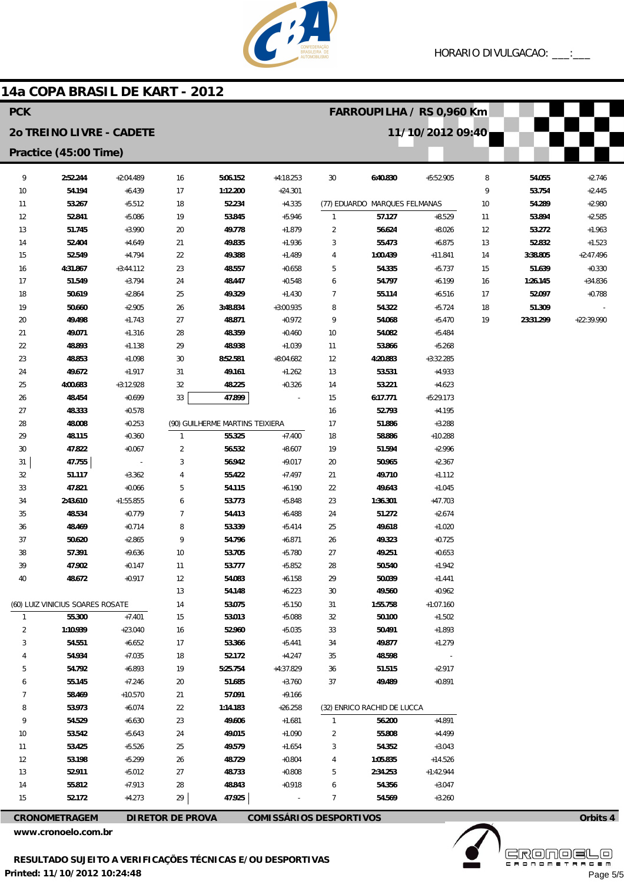HORARIO DIVULGACAO: ___:___

# 14a COPA BRASIL DE KART - 2012

**PCK** — **FARROUPILHA / RS 0,960 Km**

**2o TREINO LIVRE - CADETE** — **11/10/2012 09:40**

**Practice (45:00 Time)**

| | | |
|---|---|---|
| 9 | 2:52.244 | +2:04.489 |
| 10 | 54.194 | +6.439 |
| 11 | 53.267 | +5.512 |
| 12 | 52.841 | +5.086 |
| 13 | 51.745 | +3.990 |
| 14 | 52.404 | +4.649 |
| 15 | 52.549 | +4.794 |
| 16 | 4:31.867 | +3:44.112 |
| 17 | 51.549 | +3.794 |
| 18 | 50.619 | +2.864 |
| 19 | 50.660 | +2.905 |
| 20 | 49.498 | +1.743 |
| 21 | 49.071 | +1.316 |
| 22 | 48.893 | +1.138 |
| 23 | 48.853 | +1.098 |
| 24 | 49.672 | +1.917 |
| 25 | 4:00.683 | +3:12.928 |
| 26 | 48.454 | +0.699 |
| 27 | 48.333 | +0.578 |
| 28 | 48.008 | +0.253 |
| 29 | 48.115 | +0.360 |
| 30 | 47.822 | +0.067 |
| 31 | 47.755 | - |
| 32 | 51.117 | +3.362 |
| 33 | 47.821 | +0.066 |
| 34 | 2:43.610 | +1:55.855 |
| 35 | 48.534 | +0.779 |
| 36 | 48.469 | +0.714 |
| 37 | 50.620 | +2.865 |
| 38 | 57.391 | +9.636 |
| 39 | 47.902 | +0.147 |
| 40 | 48.672 | +0.917 |

(60) LUIZ VINICIUS SOARES ROSATE

| | | |
|---|---|---|
| 1 | 55.300 | +7.401 |
| 2 | 1:10.939 | +23.040 |
| 3 | 54.551 | +6.652 |
| 4 | 54.934 | +7.035 |
| 5 | 54.792 | +6.893 |
| 6 | 55.145 | +7.246 |
| 7 | 58.469 | +10.570 |
| 8 | 53.973 | +6.074 |
| 9 | 54.529 | +6.630 |
| 10 | 53.542 | +5.643 |
| 11 | 53.425 | +5.526 |
| 12 | 53.198 | +5.299 |
| 13 | 52.911 | +5.012 |
| 14 | 55.812 | +7.913 |
| 15 | 52.172 | +4.273 |
| 16 | 5:06.152 | +4:18.253 |
| 17 | 1:12.200 | +24.301 |
| 18 | 52.234 | +4.335 |
| 19 | 53.845 | +5.946 |
| 20 | 49.778 | +1.879 |
| 21 | 49.835 | +1.936 |
| 22 | 49.388 | +1.489 |
| 23 | 48.557 | +0.658 |
| 24 | 48.447 | +0.548 |
| 25 | 49.329 | +1.430 |
| 26 | 3:48.834 | +3:00.935 |
| 27 | 48.871 | +0.972 |
| 28 | 48.359 | +0.460 |
| 29 | 48.938 | +1.039 |
| 30 | 8:52.581 | +8:04.682 |
| 31 | 49.161 | +1.262 |
| 32 | 48.225 | +0.326 |
| 33 | 47.899 | - |

(90) GUILHERME MARTINS TEIXIERA

| | | |
|---|---|---|
| 1 | 55.325 | +7.400 |
| 2 | 56.532 | +8.607 |
| 3 | 56.942 | +9.017 |
| 4 | 55.422 | +7.497 |
| 5 | 54.115 | +6.190 |
| 6 | 53.773 | +5.848 |
| 7 | 54.413 | +6.488 |
| 8 | 53.339 | +5.414 |
| 9 | 54.796 | +6.871 |
| 10 | 53.705 | +5.780 |
| 11 | 53.777 | +5.852 |
| 12 | 54.083 | +6.158 |
| 13 | 54.148 | +6.223 |
| 14 | 53.075 | +5.150 |
| 15 | 53.013 | +5.088 |
| 16 | 52.960 | +5.035 |
| 17 | 53.366 | +5.441 |
| 18 | 52.172 | +4.247 |
| 19 | 5:25.754 | +4:37.829 |
| 20 | 51.685 | +3.760 |
| 21 | 57.091 | +9.166 |
| 22 | 1:14.183 | +26.258 |
| 23 | 49.606 | +1.681 |
| 24 | 49.015 | +1.090 |
| 25 | 49.579 | +1.654 |
| 26 | 48.729 | +0.804 |
| 27 | 48.733 | +0.808 |
| 28 | 48.843 | +0.918 |
| 29 | 47.925 | - |
| 30 | 6:40.830 | +5:52.905 |

(77) EDUARDO MARQUES FELMANAS

| | | |
|---|---|---|
| 1 | 57.127 | +8.529 |
| 2 | 56.624 | +8.026 |
| 3 | 55.473 | +6.875 |
| 4 | 1:00.439 | +11.841 |
| 5 | 54.335 | +5.737 |
| 6 | 54.797 | +6.199 |
| 7 | 55.114 | +6.516 |
| 8 | 54.322 | +5.724 |
| 9 | 54.068 | +5.470 |
| 10 | 54.082 | +5.484 |
| 11 | 53.866 | +5.268 |
| 12 | 4:20.883 | +3:32.285 |
| 13 | 53.531 | +4.933 |
| 14 | 53.221 | +4.623 |
| 15 | 6:17.771 | +5:29.173 |
| 16 | 52.793 | +4.195 |
| 17 | 51.886 | +3.288 |
| 18 | 58.886 | +10.288 |
| 19 | 51.594 | +2.996 |
| 20 | 50.965 | +2.367 |
| 21 | 49.710 | +1.112 |
| 22 | 49.643 | +1.045 |
| 23 | 1:36.301 | +47.703 |
| 24 | 51.272 | +2.674 |
| 25 | 49.618 | +1.020 |
| 26 | 49.323 | +0.725 |
| 27 | 49.251 | +0.653 |
| 28 | 50.540 | +1.942 |
| 29 | 50.039 | +1.441 |
| 30 | 49.560 | +0.962 |
| 31 | 1:55.758 | +1:07.160 |
| 32 | 50.100 | +1.502 |
| 33 | 50.491 | +1.893 |
| 34 | 49.877 | +1.279 |
| 35 | 48.598 | - |
| 36 | 51.515 | +2.917 |
| 37 | 49.489 | +0.891 |

(32) ENRICO RACHID DE LUCCA

| | | |
|---|---|---|
| 1 | 56.200 | +4.891 |
| 2 | 55.808 | +4.499 |
| 3 | 54.352 | +3.043 |
| 4 | 1:05.835 | +14.526 |
| 5 | 2:34.253 | +1:42.944 |
| 6 | 54.356 | +3.047 |
| 7 | 54.569 | +3.260 |
| 8 | 54.055 | +2.746 |
| 9 | 53.754 | +2.445 |
| 10 | 54.289 | +2.980 |
| 11 | 53.894 | +2.585 |
| 12 | 53.272 | +1.963 |
| 13 | 52.832 | +1.523 |
| 14 | 3:38.805 | +2:47.496 |
| 15 | 51.639 | +0.330 |
| 16 | 1:26.145 | +34.836 |
| 17 | 52.097 | +0.788 |
| 18 | 51.309 | - |
| 19 | 23:31.299 | +22:39.990 |

**CRONOMETRAGEM** — **DIRETOR DE PROVA** — **COMISSÁRIOS DESPORTIVOS** — **Orbits 4**

www.cronoelo.com.br

**RESULTADO SUJEITO A VERIFICAÇÕES TÉCNICAS E/OU DESPORTIVAS**

**Printed: 11/10/2012 10:24:48**